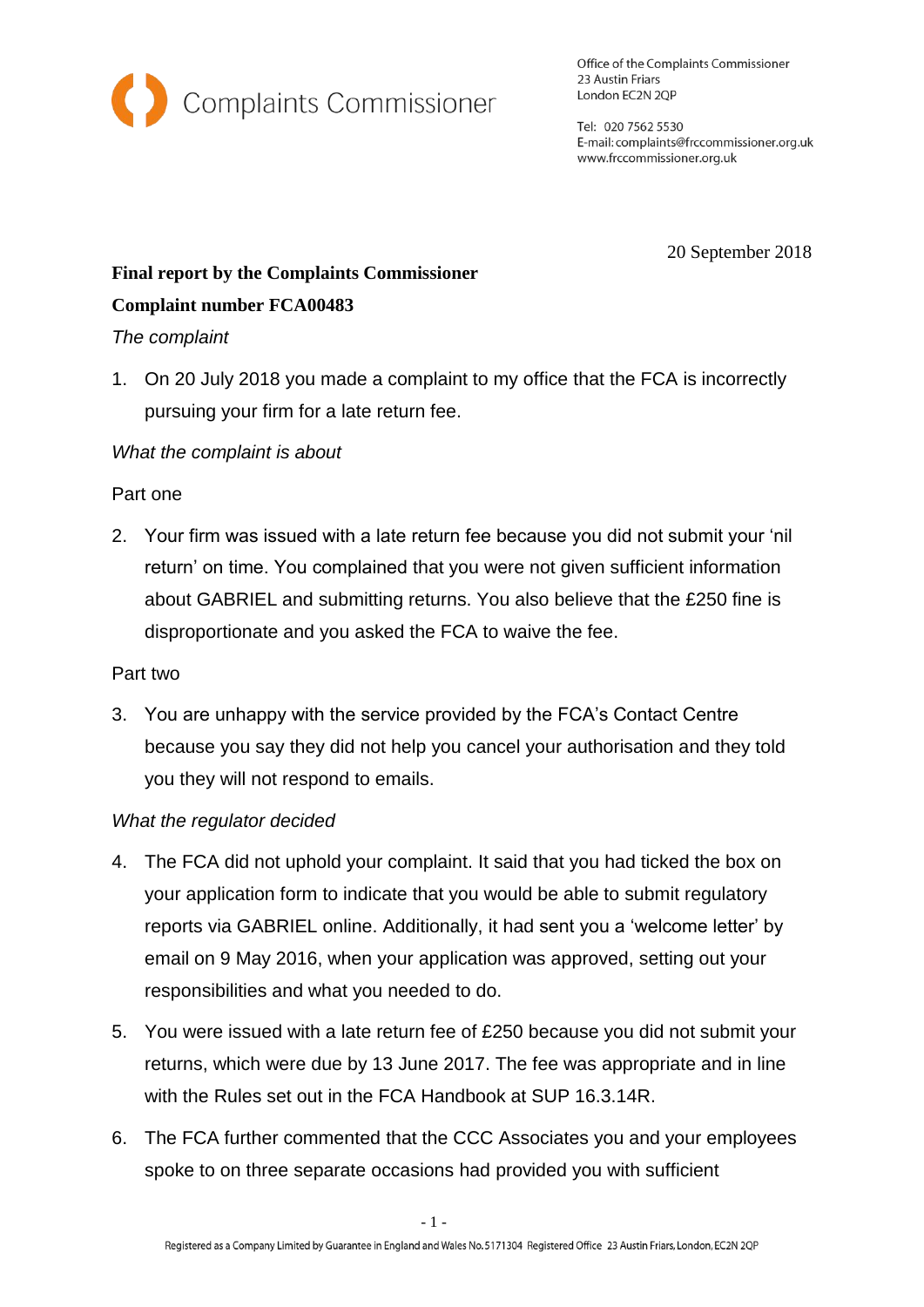Complaints Commissioner

Office of the Complaints Commissioner
23 Austin Friars
London EC2N 2QP

Tel: 020 7562 5530
E-mail: complaints@frccommissioner.org.uk
www.frccommissioner.org.uk

20 September 2018

**Final report by the Complaints Commissioner**

**Complaint number FCA00483**

*The complaint*

1. On 20 July 2018 you made a complaint to my office that the FCA is incorrectly pursuing your firm for a late return fee.

*What the complaint is about*

Part one

2. Your firm was issued with a late return fee because you did not submit your 'nil return' on time. You complained that you were not given sufficient information about GABRIEL and submitting returns. You also believe that the £250 fine is disproportionate and you asked the FCA to waive the fee.

Part two

3. You are unhappy with the service provided by the FCA's Contact Centre because you say they did not help you cancel your authorisation and they told you they will not respond to emails.

*What the regulator decided*

4. The FCA did not uphold your complaint. It said that you had ticked the box on your application form to indicate that you would be able to submit regulatory reports via GABRIEL online. Additionally, it had sent you a 'welcome letter' by email on 9 May 2016, when your application was approved, setting out your responsibilities and what you needed to do.
5. You were issued with a late return fee of £250 because you did not submit your returns, which were due by 13 June 2017. The fee was appropriate and in line with the Rules set out in the FCA Handbook at SUP 16.3.14R.
6. The FCA further commented that the CCC Associates you and your employees spoke to on three separate occasions had provided you with sufficient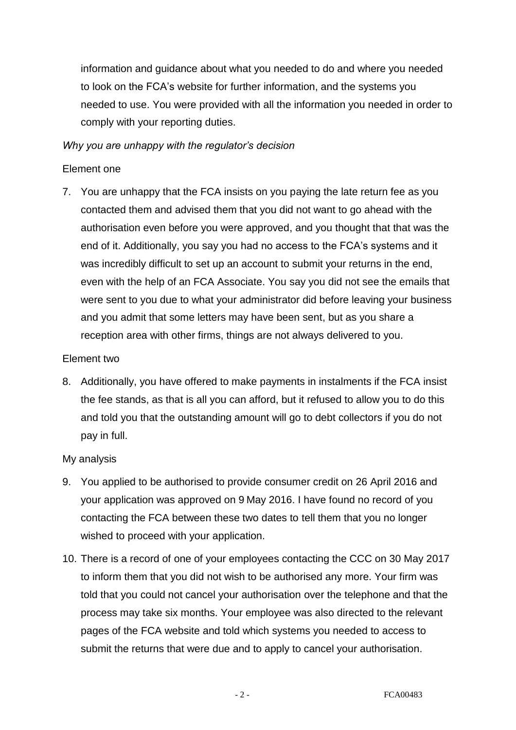information and guidance about what you needed to do and where you needed to look on the FCA's website for further information, and the systems you needed to use. You were provided with all the information you needed in order to comply with your reporting duties.

*Why you are unhappy with the regulator's decision*

Element one

7. You are unhappy that the FCA insists on you paying the late return fee as you contacted them and advised them that you did not want to go ahead with the authorisation even before you were approved, and you thought that that was the end of it. Additionally, you say you had no access to the FCA's systems and it was incredibly difficult to set up an account to submit your returns in the end, even with the help of an FCA Associate. You say you did not see the emails that were sent to you due to what your administrator did before leaving your business and you admit that some letters may have been sent, but as you share a reception area with other firms, things are not always delivered to you.

Element two

8. Additionally, you have offered to make payments in instalments if the FCA insist the fee stands, as that is all you can afford, but it refused to allow you to do this and told you that the outstanding amount will go to debt collectors if you do not pay in full.

My analysis

9. You applied to be authorised to provide consumer credit on 26 April 2016 and your application was approved on 9 May 2016. I have found no record of you contacting the FCA between these two dates to tell them that you no longer wished to proceed with your application.

10. There is a record of one of your employees contacting the CCC on 30 May 2017 to inform them that you did not wish to be authorised any more. Your firm was told that you could not cancel your authorisation over the telephone and that the process may take six months. Your employee was also directed to the relevant pages of the FCA website and told which systems you needed to access to submit the returns that were due and to apply to cancel your authorisation.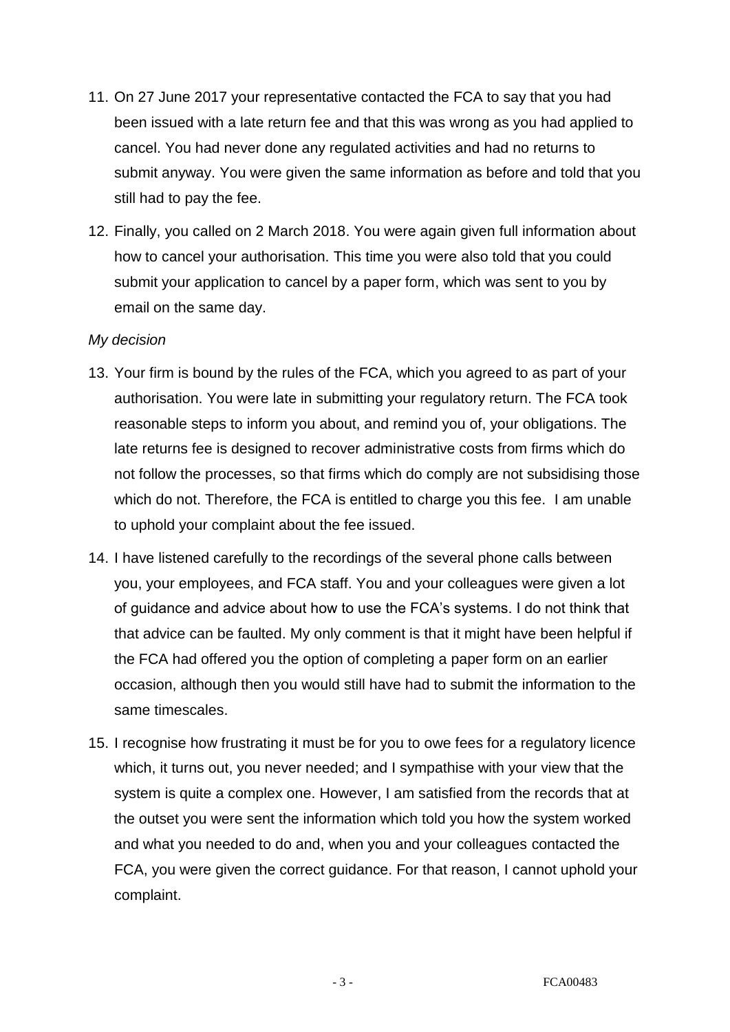11. On 27 June 2017 your representative contacted the FCA to say that you had been issued with a late return fee and that this was wrong as you had applied to cancel. You had never done any regulated activities and had no returns to submit anyway. You were given the same information as before and told that you still had to pay the fee.

12. Finally, you called on 2 March 2018. You were again given full information about how to cancel your authorisation. This time you were also told that you could submit your application to cancel by a paper form, which was sent to you by email on the same day.

*My decision*

13. Your firm is bound by the rules of the FCA, which you agreed to as part of your authorisation. You were late in submitting your regulatory return. The FCA took reasonable steps to inform you about, and remind you of, your obligations. The late returns fee is designed to recover administrative costs from firms which do not follow the processes, so that firms which do comply are not subsidising those which do not. Therefore, the FCA is entitled to charge you this fee. I am unable to uphold your complaint about the fee issued.

14. I have listened carefully to the recordings of the several phone calls between you, your employees, and FCA staff. You and your colleagues were given a lot of guidance and advice about how to use the FCA's systems. I do not think that that advice can be faulted. My only comment is that it might have been helpful if the FCA had offered you the option of completing a paper form on an earlier occasion, although then you would still have had to submit the information to the same timescales.

15. I recognise how frustrating it must be for you to owe fees for a regulatory licence which, it turns out, you never needed; and I sympathise with your view that the system is quite a complex one. However, I am satisfied from the records that at the outset you were sent the information which told you how the system worked and what you needed to do and, when you and your colleagues contacted the FCA, you were given the correct guidance. For that reason, I cannot uphold your complaint.

FCA00483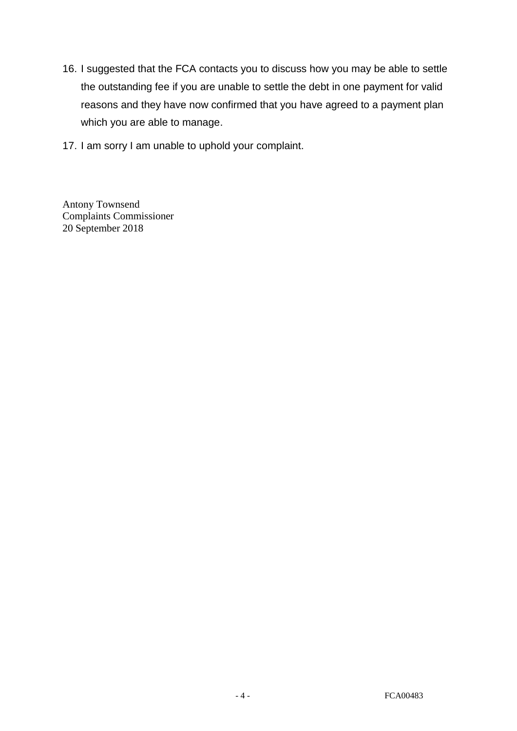16. I suggested that the FCA contacts you to discuss how you may be able to settle the outstanding fee if you are unable to settle the debt in one payment for valid reasons and they have now confirmed that you have agreed to a payment plan which you are able to manage.

17. I am sorry I am unable to uphold your complaint.

Antony Townsend  
Complaints Commissioner  
20 September 2018